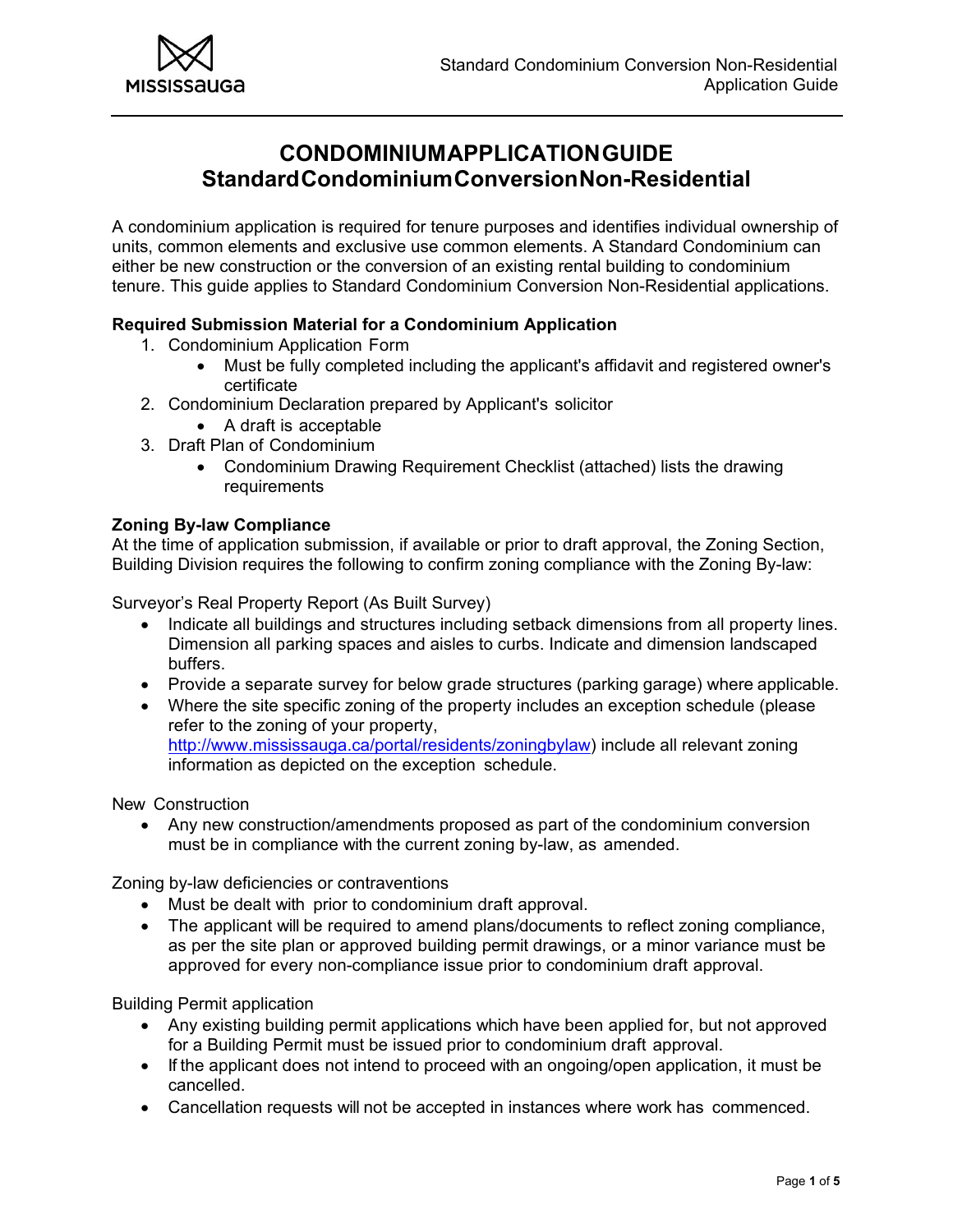# CONDOMINIUM APPLICATION GUIDE
## Standard Condominium Conversion Non-Residential

A condominium application is required for tenure purposes and identifies individual ownership of units, common elements and exclusive use common elements. A Standard Condominium can either be new construction or the conversion of an existing rental building to condominium tenure. This guide applies to Standard Condominium Conversion Non-Residential applications.

**Required Submission Material for a Condominium Application**

1. Condominium Application Form
   - Must be fully completed including the applicant's affidavit and registered owner's certificate
2. Condominium Declaration prepared by Applicant's solicitor
   - A draft is acceptable
3. Draft Plan of Condominium
   - Condominium Drawing Requirement Checklist (attached) lists the drawing requirements

**Zoning By-law Compliance**

At the time of application submission, if available or prior to draft approval, the Zoning Section, Building Division requires the following to confirm zoning compliance with the Zoning By-law:

Surveyor's Real Property Report (As Built Survey)

- Indicate all buildings and structures including setback dimensions from all property lines. Dimension all parking spaces and aisles to curbs. Indicate and dimension landscaped buffers.
- Provide a separate survey for below grade structures (parking garage) where applicable.
- Where the site specific zoning of the property includes an exception schedule (please refer to the zoning of your property, http://www.mississauga.ca/portal/residents/zoningbylaw) include all relevant zoning information as depicted on the exception schedule.

New Construction

- Any new construction/amendments proposed as part of the condominium conversion must be in compliance with the current zoning by-law, as amended.

Zoning by-law deficiencies or contraventions

- Must be dealt with prior to condominium draft approval.
- The applicant will be required to amend plans/documents to reflect zoning compliance, as per the site plan or approved building permit drawings, or a minor variance must be approved for every non-compliance issue prior to condominium draft approval.

Building Permit application

- Any existing building permit applications which have been applied for, but not approved for a Building Permit must be issued prior to condominium draft approval.
- If the applicant does not intend to proceed with an ongoing/open application, it must be cancelled.
- Cancellation requests will not be accepted in instances where work has commenced.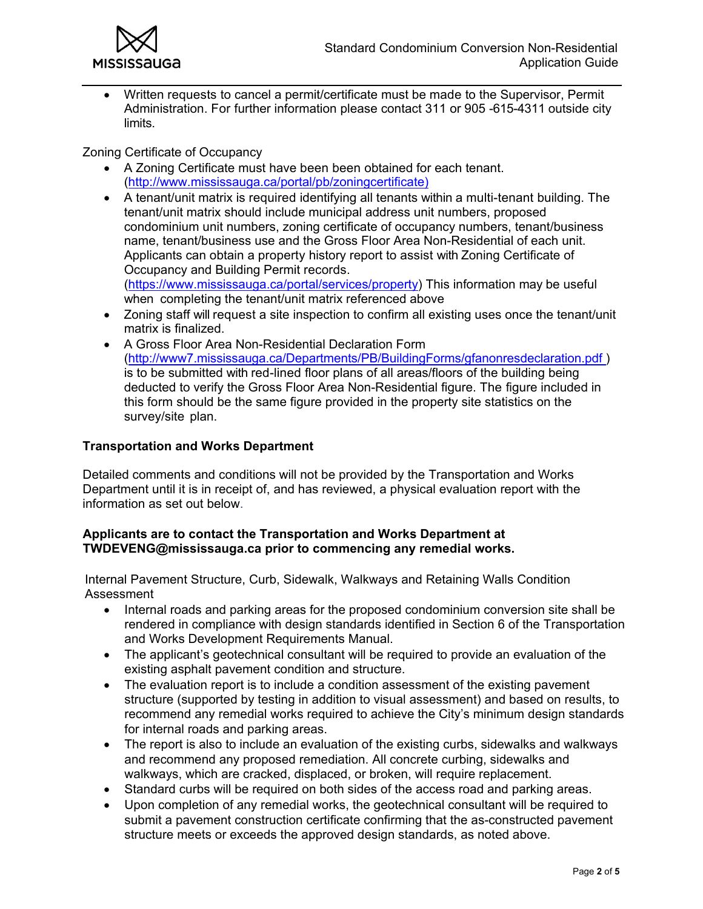- Written requests to cancel a permit/certificate must be made to the Supervisor, Permit Administration. For further information please contact 311 or 905 -615-4311 outside city limits.

Zoning Certificate of Occupancy

- A Zoning Certificate must have been been obtained for each tenant. (http://www.mississauga.ca/portal/pb/zoningcertificate)
- A tenant/unit matrix is required identifying all tenants within a multi-tenant building. The tenant/unit matrix should include municipal address unit numbers, proposed condominium unit numbers, zoning certificate of occupancy numbers, tenant/business name, tenant/business use and the Gross Floor Area Non-Residential of each unit. Applicants can obtain a property history report to assist with Zoning Certificate of Occupancy and Building Permit records. (https://www.mississauga.ca/portal/services/property) This information may be useful when completing the tenant/unit matrix referenced above
- Zoning staff will request a site inspection to confirm all existing uses once the tenant/unit matrix is finalized.
- A Gross Floor Area Non-Residential Declaration Form (http://www7.mississauga.ca/Departments/PB/BuildingForms/gfanonresdeclaration.pdf ) is to be submitted with red-lined floor plans of all areas/floors of the building being deducted to verify the Gross Floor Area Non-Residential figure. The figure included in this form should be the same figure provided in the property site statistics on the survey/site plan.

**Transportation and Works Department**

Detailed comments and conditions will not be provided by the Transportation and Works Department until it is in receipt of, and has reviewed, a physical evaluation report with the information as set out below.

**Applicants are to contact the Transportation and Works Department at TWDEVENG@mississauga.ca prior to commencing any remedial works.**

Internal Pavement Structure, Curb, Sidewalk, Walkways and Retaining Walls Condition Assessment

- Internal roads and parking areas for the proposed condominium conversion site shall be rendered in compliance with design standards identified in Section 6 of the Transportation and Works Development Requirements Manual.
- The applicant's geotechnical consultant will be required to provide an evaluation of the existing asphalt pavement condition and structure.
- The evaluation report is to include a condition assessment of the existing pavement structure (supported by testing in addition to visual assessment) and based on results, to recommend any remedial works required to achieve the City's minimum design standards for internal roads and parking areas.
- The report is also to include an evaluation of the existing curbs, sidewalks and walkways and recommend any proposed remediation. All concrete curbing, sidewalks and walkways, which are cracked, displaced, or broken, will require replacement.
- Standard curbs will be required on both sides of the access road and parking areas.
- Upon completion of any remedial works, the geotechnical consultant will be required to submit a pavement construction certificate confirming that the as-constructed pavement structure meets or exceeds the approved design standards, as noted above.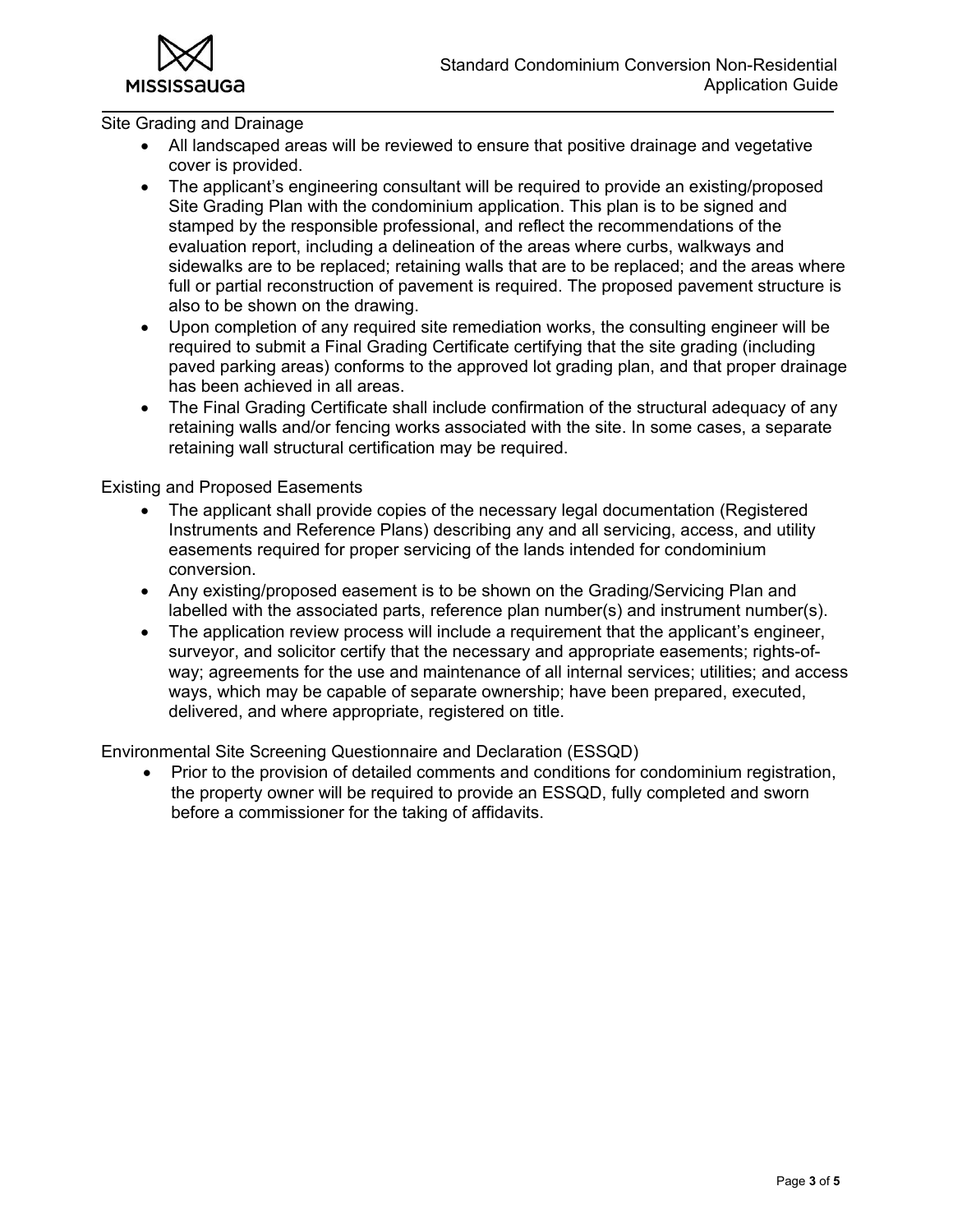## Site Grading and Drainage

- All landscaped areas will be reviewed to ensure that positive drainage and vegetative cover is provided.
- The applicant's engineering consultant will be required to provide an existing/proposed Site Grading Plan with the condominium application. This plan is to be signed and stamped by the responsible professional, and reflect the recommendations of the evaluation report, including a delineation of the areas where curbs, walkways and sidewalks are to be replaced; retaining walls that are to be replaced; and the areas where full or partial reconstruction of pavement is required. The proposed pavement structure is also to be shown on the drawing.
- Upon completion of any required site remediation works, the consulting engineer will be required to submit a Final Grading Certificate certifying that the site grading (including paved parking areas) conforms to the approved lot grading plan, and that proper drainage has been achieved in all areas.
- The Final Grading Certificate shall include confirmation of the structural adequacy of any retaining walls and/or fencing works associated with the site. In some cases, a separate retaining wall structural certification may be required.

## Existing and Proposed Easements

- The applicant shall provide copies of the necessary legal documentation (Registered Instruments and Reference Plans) describing any and all servicing, access, and utility easements required for proper servicing of the lands intended for condominium conversion.
- Any existing/proposed easement is to be shown on the Grading/Servicing Plan and labelled with the associated parts, reference plan number(s) and instrument number(s).
- The application review process will include a requirement that the applicant's engineer, surveyor, and solicitor certify that the necessary and appropriate easements; rights-of-way; agreements for the use and maintenance of all internal services; utilities; and access ways, which may be capable of separate ownership; have been prepared, executed, delivered, and where appropriate, registered on title.

## Environmental Site Screening Questionnaire and Declaration (ESSQD)

- Prior to the provision of detailed comments and conditions for condominium registration, the property owner will be required to provide an ESSQD, fully completed and sworn before a commissioner for the taking of affidavits.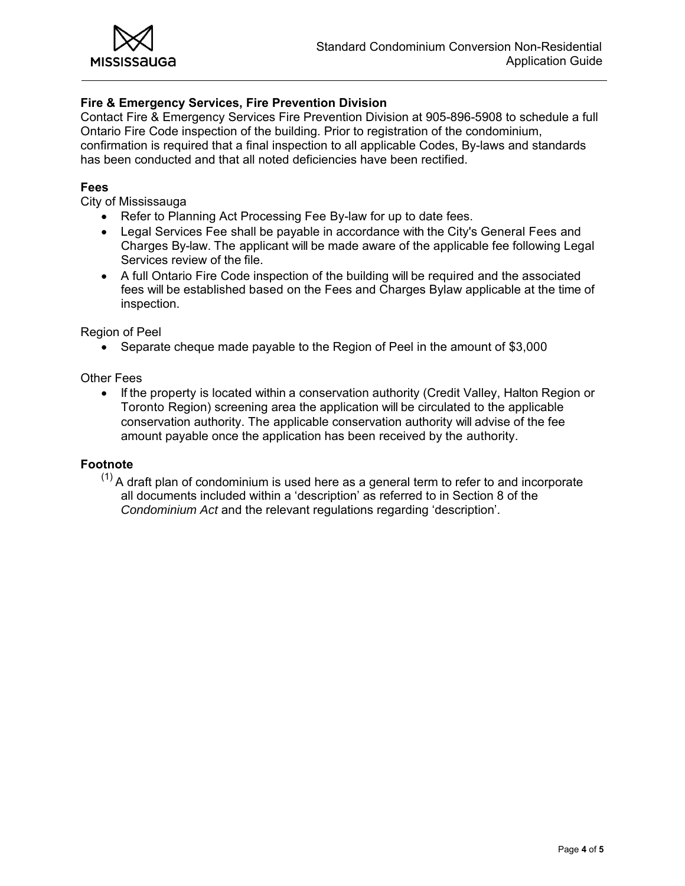**Fire & Emergency Services, Fire Prevention Division**

Contact Fire & Emergency Services Fire Prevention Division at 905-896-5908 to schedule a full Ontario Fire Code inspection of the building. Prior to registration of the condominium, confirmation is required that a final inspection to all applicable Codes, By-laws and standards has been conducted and that all noted deficiencies have been rectified.

**Fees**

City of Mississauga

- Refer to Planning Act Processing Fee By-law for up to date fees.
- Legal Services Fee shall be payable in accordance with the City's General Fees and Charges By-law. The applicant will be made aware of the applicable fee following Legal Services review of the file.
- A full Ontario Fire Code inspection of the building will be required and the associated fees will be established based on the Fees and Charges Bylaw applicable at the time of inspection.

Region of Peel

- Separate cheque made payable to the Region of Peel in the amount of $3,000

Other Fees

- If the property is located within a conservation authority (Credit Valley, Halton Region or Toronto Region) screening area the application will be circulated to the applicable conservation authority. The applicable conservation authority will advise of the fee amount payable once the application has been received by the authority.

**Footnote**

(1) A draft plan of condominium is used here as a general term to refer to and incorporate all documents included within a 'description' as referred to in Section 8 of the *Condominium Act* and the relevant regulations regarding 'description'.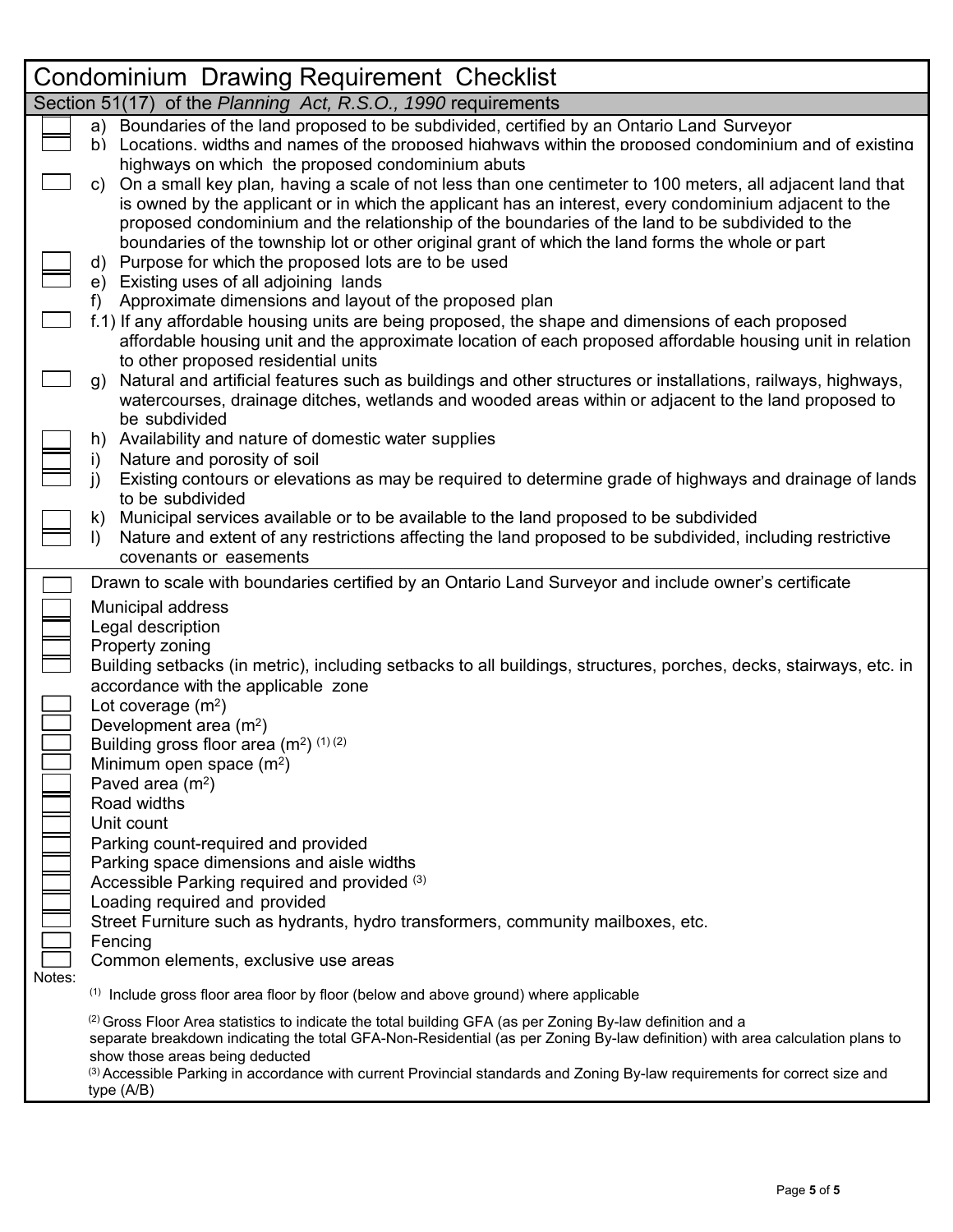# Condominium Drawing Requirement Checklist

## Section 51(17) of the *Planning Act, R.S.O., 1990* requirements

- ☐ a) Boundaries of the land proposed to be subdivided, certified by an Ontario Land Surveyor
- ☐ b) Locations, widths and names of the proposed highways within the proposed condominium and of existing highways on which the proposed condominium abuts
- ☐ c) On a small key plan, having a scale of not less than one centimeter to 100 meters, all adjacent land that is owned by the applicant or in which the applicant has an interest, every condominium adjacent to the proposed condominium and the relationship of the boundaries of the land to be subdivided to the boundaries of the township lot or other original grant of which the land forms the whole or part
- ☐ d) Purpose for which the proposed lots are to be used
- ☐ e) Existing uses of all adjoining lands
- ☐ f) Approximate dimensions and layout of the proposed plan
- ☐ f.1) If any affordable housing units are being proposed, the shape and dimensions of each proposed affordable housing unit and the approximate location of each proposed affordable housing unit in relation to other proposed residential units
- ☐ g) Natural and artificial features such as buildings and other structures or installations, railways, highways, watercourses, drainage ditches, wetlands and wooded areas within or adjacent to the land proposed to be subdivided
- ☐ h) Availability and nature of domestic water supplies
- ☐ i) Nature and porosity of soil
- ☐ j) Existing contours or elevations as may be required to determine grade of highways and drainage of lands to be subdivided
- ☐ k) Municipal services available or to be available to the land proposed to be subdivided
- ☐ l) Nature and extent of any restrictions affecting the land proposed to be subdivided, including restrictive covenants or easements

---

- ☐ Drawn to scale with boundaries certified by an Ontario Land Surveyor and include owner's certificate
- ☐ Municipal address
- ☐ Legal description
- ☐ Property zoning
- ☐ Building setbacks (in metric), including setbacks to all buildings, structures, porches, decks, stairways, etc. in accordance with the applicable zone
- ☐ Lot coverage ($m^2$)
- ☐ Development area ($m^2$)
- ☐ Building gross floor area ($m^2$) (1) (2)
- ☐ Minimum open space ($m^2$)
- ☐ Paved area ($m^2$)
- ☐ Road widths
- ☐ Unit count
- ☐ Parking count-required and provided
- ☐ Parking space dimensions and aisle widths
- ☐ Accessible Parking required and provided (3)
- ☐ Loading required and provided
- ☐ Street Furniture such as hydrants, hydro transformers, community mailboxes, etc.
- ☐ Fencing
- ☐ Common elements, exclusive use areas

Notes:

(1) Include gross floor area floor by floor (below and above ground) where applicable

(2) Gross Floor Area statistics to indicate the total building GFA (as per Zoning By-law definition and a separate breakdown indicating the total GFA-Non-Residential (as per Zoning By-law definition) with area calculation plans to show those areas being deducted

(3) Accessible Parking in accordance with current Provincial standards and Zoning By-law requirements for correct size and type (A/B)